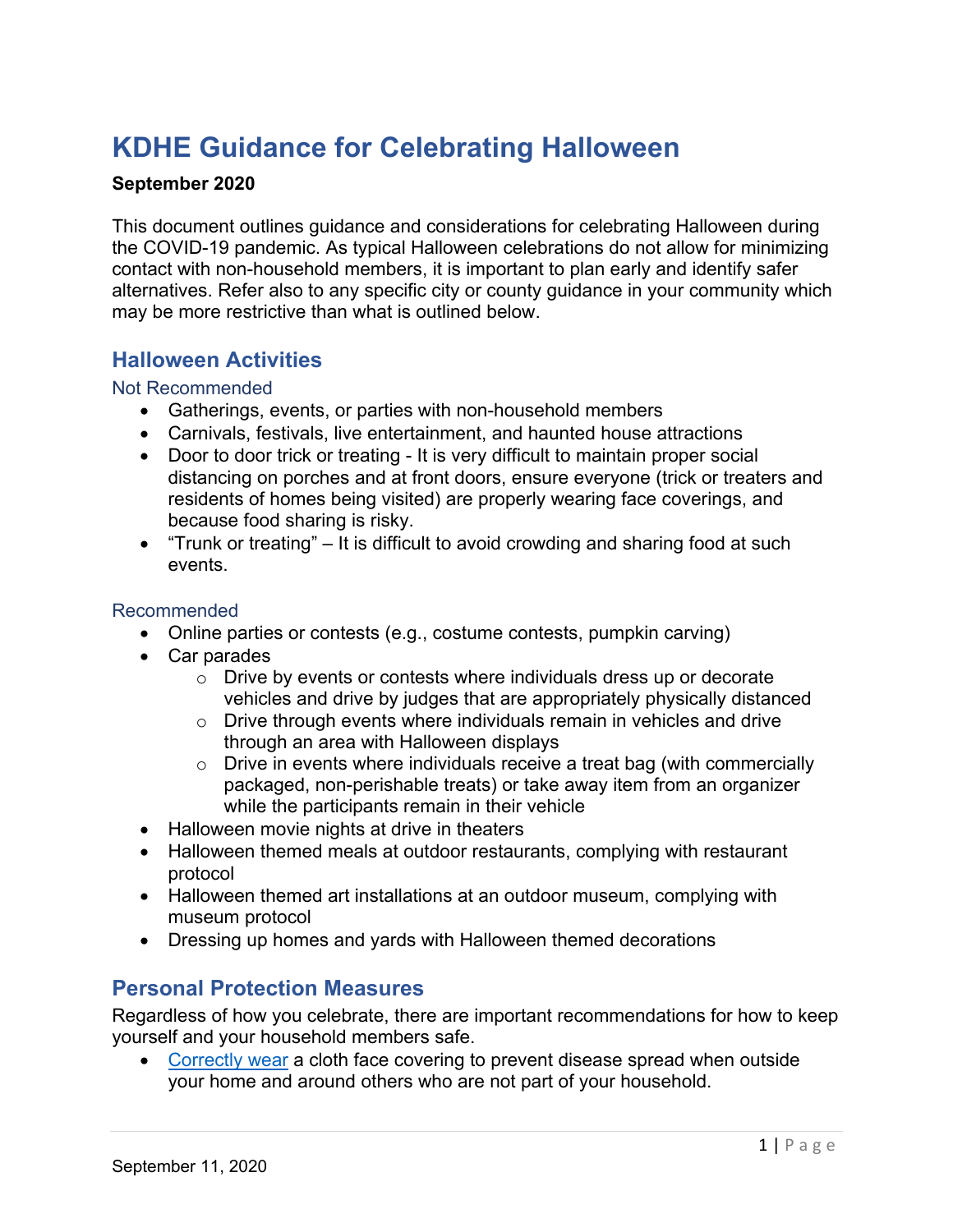# KDHE Guidance for Celebrating Halloween

**September 2020**

This document outlines guidance and considerations for celebrating Halloween during the COVID-19 pandemic. As typical Halloween celebrations do not allow for minimizing contact with non-household members, it is important to plan early and identify safer alternatives. Refer also to any specific city or county guidance in your community which may be more restrictive than what is outlined below.

## Halloween Activities

### Not Recommended

- Gatherings, events, or parties with non-household members
- Carnivals, festivals, live entertainment, and haunted house attractions
- Door to door trick or treating - It is very difficult to maintain proper social distancing on porches and at front doors, ensure everyone (trick or treaters and residents of homes being visited) are properly wearing face coverings, and because food sharing is risky.
- "Trunk or treating" – It is difficult to avoid crowding and sharing food at such events.

### Recommended

- Online parties or contests (e.g., costume contests, pumpkin carving)
- Car parades
  - Drive by events or contests where individuals dress up or decorate vehicles and drive by judges that are appropriately physically distanced
  - Drive through events where individuals remain in vehicles and drive through an area with Halloween displays
  - Drive in events where individuals receive a treat bag (with commercially packaged, non-perishable treats) or take away item from an organizer while the participants remain in their vehicle
- Halloween movie nights at drive in theaters
- Halloween themed meals at outdoor restaurants, complying with restaurant protocol
- Halloween themed art installations at an outdoor museum, complying with museum protocol
- Dressing up homes and yards with Halloween themed decorations

## Personal Protection Measures

Regardless of how you celebrate, there are important recommendations for how to keep yourself and your household members safe.

- Correctly wear a cloth face covering to prevent disease spread when outside your home and around others who are not part of your household.

September 11, 2020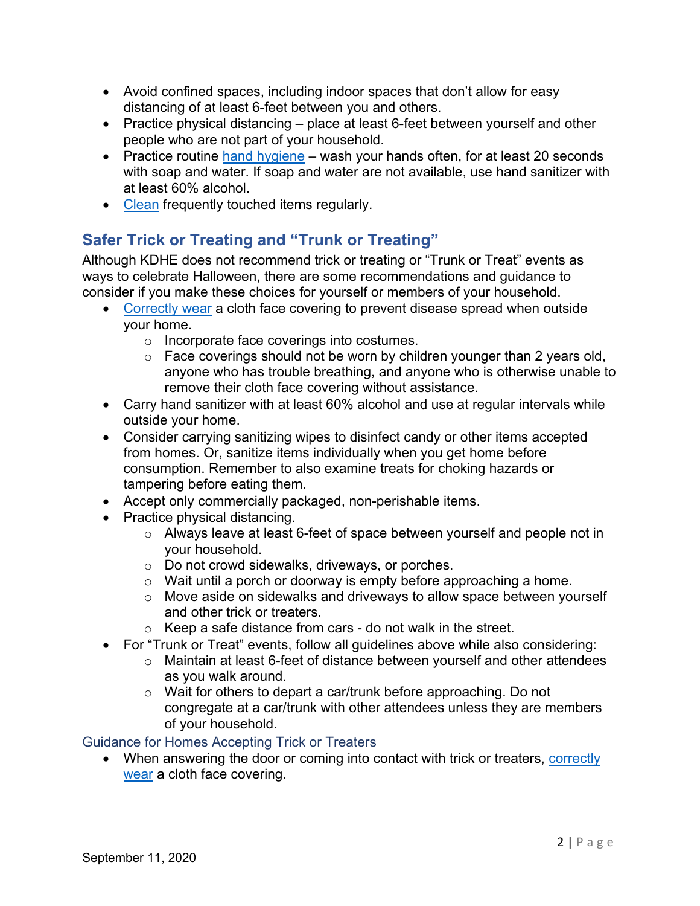- Avoid confined spaces, including indoor spaces that don't allow for easy distancing of at least 6-feet between you and others.
- Practice physical distancing – place at least 6-feet between yourself and other people who are not part of your household.
- Practice routine hand hygiene – wash your hands often, for at least 20 seconds with soap and water. If soap and water are not available, use hand sanitizer with at least 60% alcohol.
- Clean frequently touched items regularly.

## Safer Trick or Treating and "Trunk or Treating"

Although KDHE does not recommend trick or treating or "Trunk or Treat" events as ways to celebrate Halloween, there are some recommendations and guidance to consider if you make these choices for yourself or members of your household.

- Correctly wear a cloth face covering to prevent disease spread when outside your home.
    - Incorporate face coverings into costumes.
    - Face coverings should not be worn by children younger than 2 years old, anyone who has trouble breathing, and anyone who is otherwise unable to remove their cloth face covering without assistance.
- Carry hand sanitizer with at least 60% alcohol and use at regular intervals while outside your home.
- Consider carrying sanitizing wipes to disinfect candy or other items accepted from homes. Or, sanitize items individually when you get home before consumption. Remember to also examine treats for choking hazards or tampering before eating them.
- Accept only commercially packaged, non-perishable items.
- Practice physical distancing.
    - Always leave at least 6-feet of space between yourself and people not in your household.
    - Do not crowd sidewalks, driveways, or porches.
    - Wait until a porch or doorway is empty before approaching a home.
    - Move aside on sidewalks and driveways to allow space between yourself and other trick or treaters.
    - Keep a safe distance from cars - do not walk in the street.
- For "Trunk or Treat" events, follow all guidelines above while also considering:
    - Maintain at least 6-feet of distance between yourself and other attendees as you walk around.
    - Wait for others to depart a car/trunk before approaching. Do not congregate at a car/trunk with other attendees unless they are members of your household.

### Guidance for Homes Accepting Trick or Treaters

- When answering the door or coming into contact with trick or treaters, correctly wear a cloth face covering.

September 11, 2020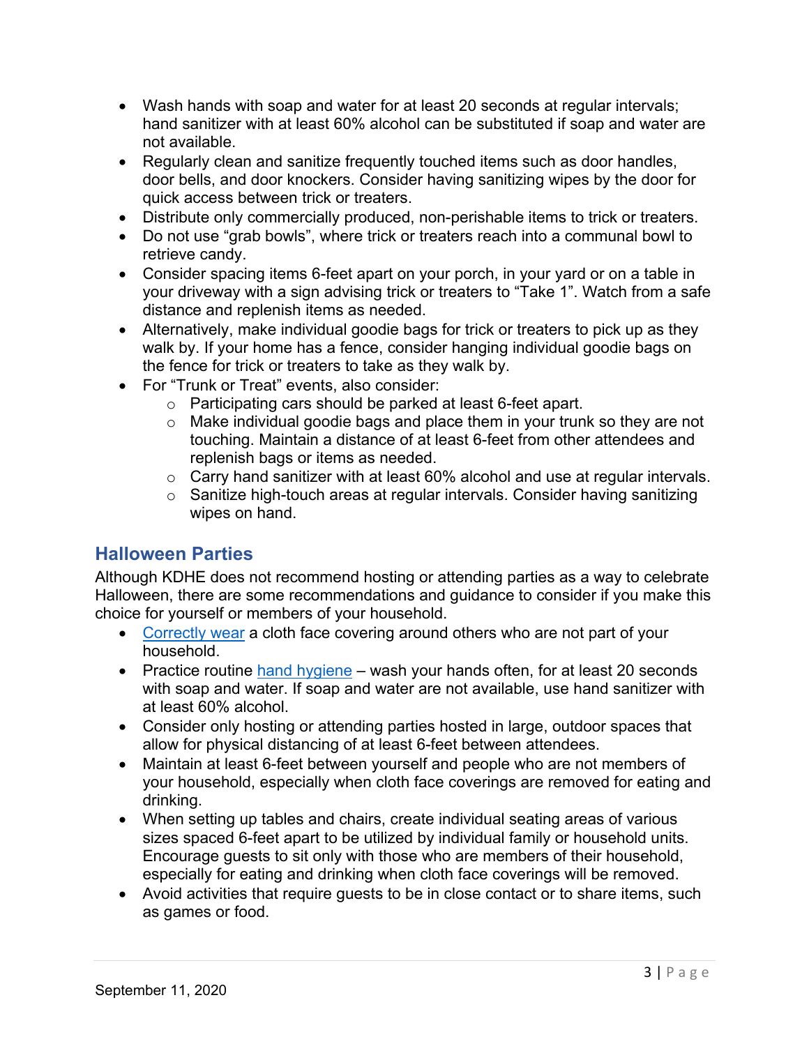- Wash hands with soap and water for at least 20 seconds at regular intervals; hand sanitizer with at least 60% alcohol can be substituted if soap and water are not available.
- Regularly clean and sanitize frequently touched items such as door handles, door bells, and door knockers. Consider having sanitizing wipes by the door for quick access between trick or treaters.
- Distribute only commercially produced, non-perishable items to trick or treaters.
- Do not use “grab bowls”, where trick or treaters reach into a communal bowl to retrieve candy.
- Consider spacing items 6-feet apart on your porch, in your yard or on a table in your driveway with a sign advising trick or treaters to “Take 1”. Watch from a safe distance and replenish items as needed.
- Alternatively, make individual goodie bags for trick or treaters to pick up as they walk by. If your home has a fence, consider hanging individual goodie bags on the fence for trick or treaters to take as they walk by.
- For “Trunk or Treat” events, also consider:
    - Participating cars should be parked at least 6-feet apart.
    - Make individual goodie bags and place them in your trunk so they are not touching. Maintain a distance of at least 6-feet from other attendees and replenish bags or items as needed.
    - Carry hand sanitizer with at least 60% alcohol and use at regular intervals.
    - Sanitize high-touch areas at regular intervals. Consider having sanitizing wipes on hand.

## Halloween Parties

Although KDHE does not recommend hosting or attending parties as a way to celebrate Halloween, there are some recommendations and guidance to consider if you make this choice for yourself or members of your household.

- Correctly wear a cloth face covering around others who are not part of your household.
- Practice routine hand hygiene – wash your hands often, for at least 20 seconds with soap and water. If soap and water are not available, use hand sanitizer with at least 60% alcohol.
- Consider only hosting or attending parties hosted in large, outdoor spaces that allow for physical distancing of at least 6-feet between attendees.
- Maintain at least 6-feet between yourself and people who are not members of your household, especially when cloth face coverings are removed for eating and drinking.
- When setting up tables and chairs, create individual seating areas of various sizes spaced 6-feet apart to be utilized by individual family or household units. Encourage guests to sit only with those who are members of their household, especially for eating and drinking when cloth face coverings will be removed.
- Avoid activities that require guests to be in close contact or to share items, such as games or food.

September 11, 2020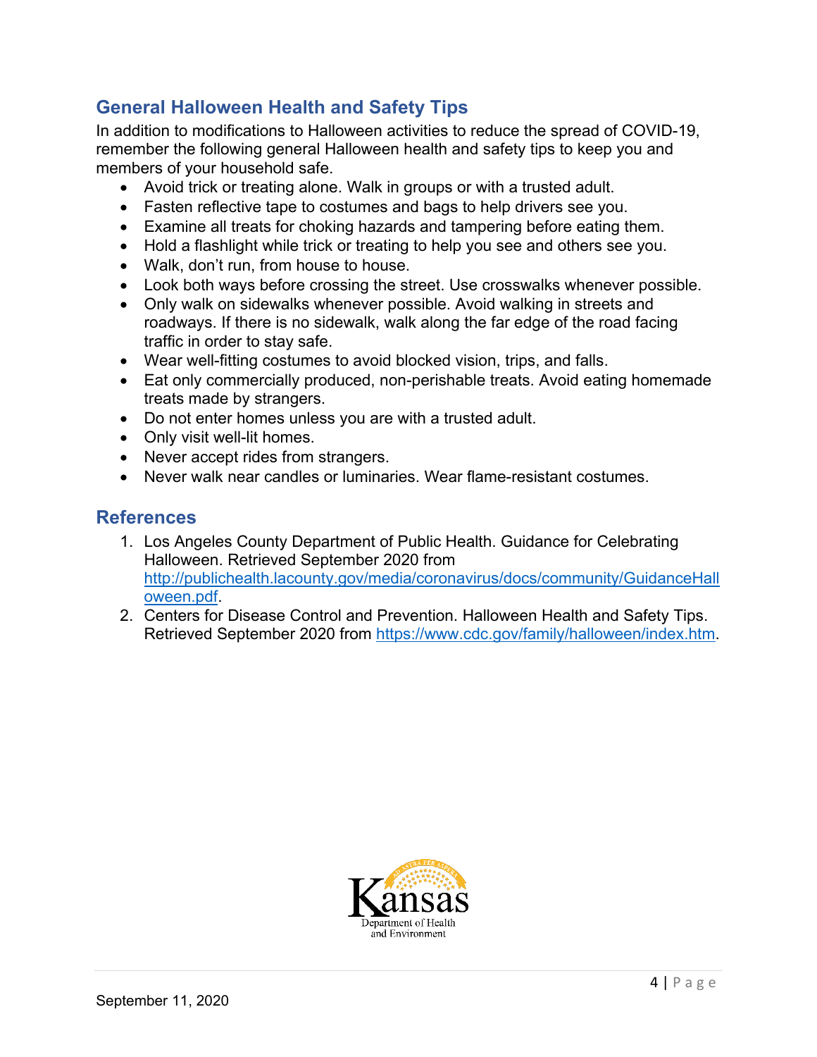## General Halloween Health and Safety Tips

In addition to modifications to Halloween activities to reduce the spread of COVID-19, remember the following general Halloween health and safety tips to keep you and members of your household safe.

- Avoid trick or treating alone. Walk in groups or with a trusted adult.
- Fasten reflective tape to costumes and bags to help drivers see you.
- Examine all treats for choking hazards and tampering before eating them.
- Hold a flashlight while trick or treating to help you see and others see you.
- Walk, don't run, from house to house.
- Look both ways before crossing the street. Use crosswalks whenever possible.
- Only walk on sidewalks whenever possible. Avoid walking in streets and roadways. If there is no sidewalk, walk along the far edge of the road facing traffic in order to stay safe.
- Wear well-fitting costumes to avoid blocked vision, trips, and falls.
- Eat only commercially produced, non-perishable treats. Avoid eating homemade treats made by strangers.
- Do not enter homes unless you are with a trusted adult.
- Only visit well-lit homes.
- Never accept rides from strangers.
- Never walk near candles or luminaries. Wear flame-resistant costumes.

## References

1. Los Angeles County Department of Public Health. Guidance for Celebrating Halloween. Retrieved September 2020 from http://publichealth.lacounty.gov/media/coronavirus/docs/community/GuidanceHalloween.pdf.
2. Centers for Disease Control and Prevention. Halloween Health and Safety Tips. Retrieved September 2020 from https://www.cdc.gov/family/halloween/index.htm.

Kansas Department of Health and Environment

September 11, 2020